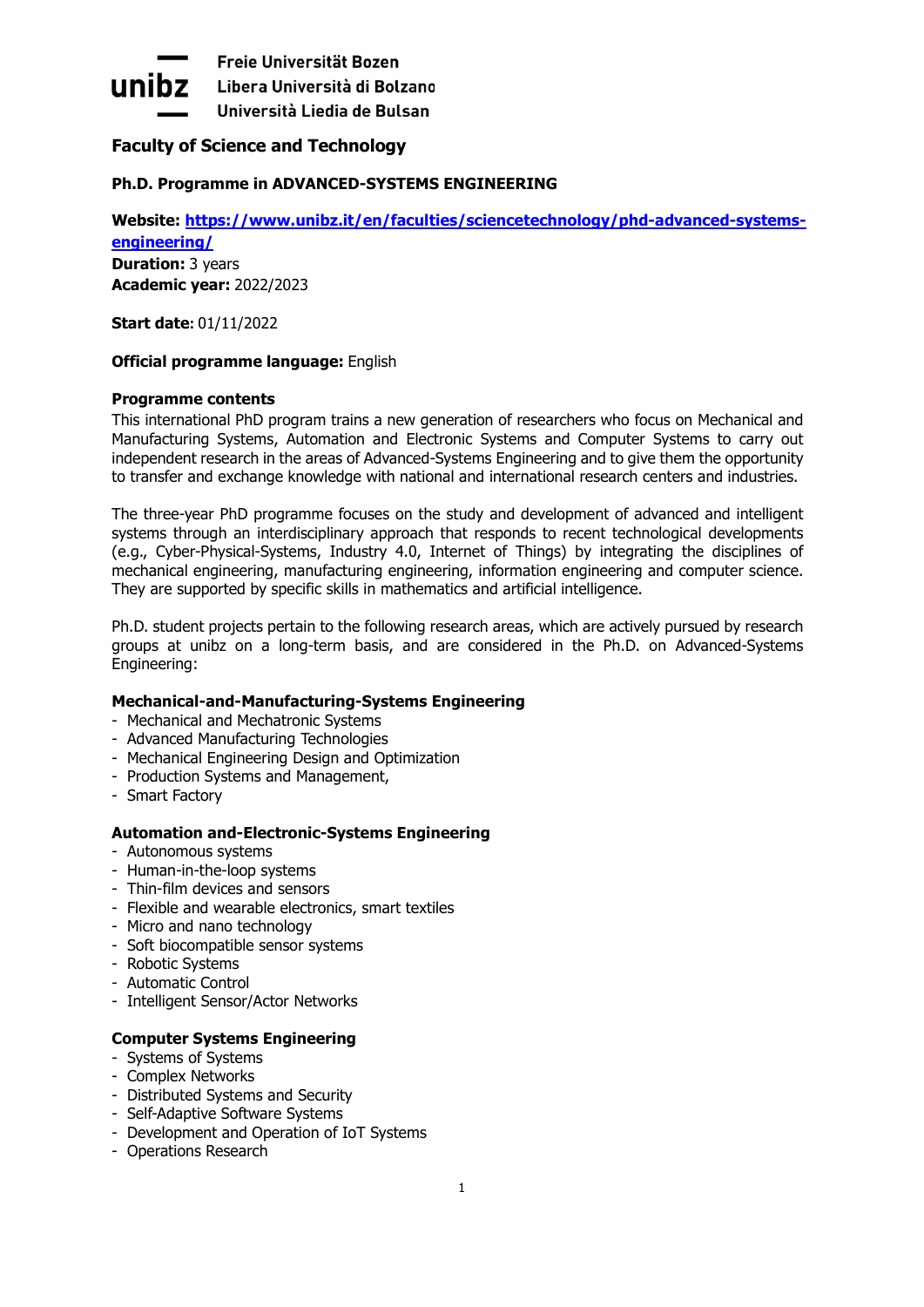Freie Universität Bozen
Libera Università di Bolzano
Università Liedia de Bulsan

## Faculty of Science and Technology

### Ph.D. Programme in ADVANCED-SYSTEMS ENGINEERING

**Website:** [https://www.unibz.it/en/faculties/sciencetechnology/phd-advanced-systems-engineering/](https://www.unibz.it/en/faculties/sciencetechnology/phd-advanced-systems-engineering/)
**Duration:** 3 years
**Academic year:** 2022/2023

**Start date**: 01/11/2022

**Official programme language:** English

**Programme contents**

This international PhD program trains a new generation of researchers who focus on Mechanical and Manufacturing Systems, Automation and Electronic Systems and Computer Systems to carry out independent research in the areas of Advanced-Systems Engineering and to give them the opportunity to transfer and exchange knowledge with national and international research centers and industries.

The three-year PhD programme focuses on the study and development of advanced and intelligent systems through an interdisciplinary approach that responds to recent technological developments (e.g., Cyber-Physical-Systems, Industry 4.0, Internet of Things) by integrating the disciplines of mechanical engineering, manufacturing engineering, information engineering and computer science. They are supported by specific skills in mathematics and artificial intelligence.

Ph.D. student projects pertain to the following research areas, which are actively pursued by research groups at unibz on a long-term basis, and are considered in the Ph.D. on Advanced-Systems Engineering:

**Mechanical-and-Manufacturing-Systems Engineering**

- Mechanical and Mechatronic Systems
- Advanced Manufacturing Technologies
- Mechanical Engineering Design and Optimization
- Production Systems and Management,
- Smart Factory

**Automation and-Electronic-Systems Engineering**

- Autonomous systems
- Human-in-the-loop systems
- Thin-film devices and sensors
- Flexible and wearable electronics, smart textiles
- Micro and nano technology
- Soft biocompatible sensor systems
- Robotic Systems
- Automatic Control
- Intelligent Sensor/Actor Networks

**Computer Systems Engineering**

- Systems of Systems
- Complex Networks
- Distributed Systems and Security
- Self-Adaptive Software Systems
- Development and Operation of IoT Systems
- Operations Research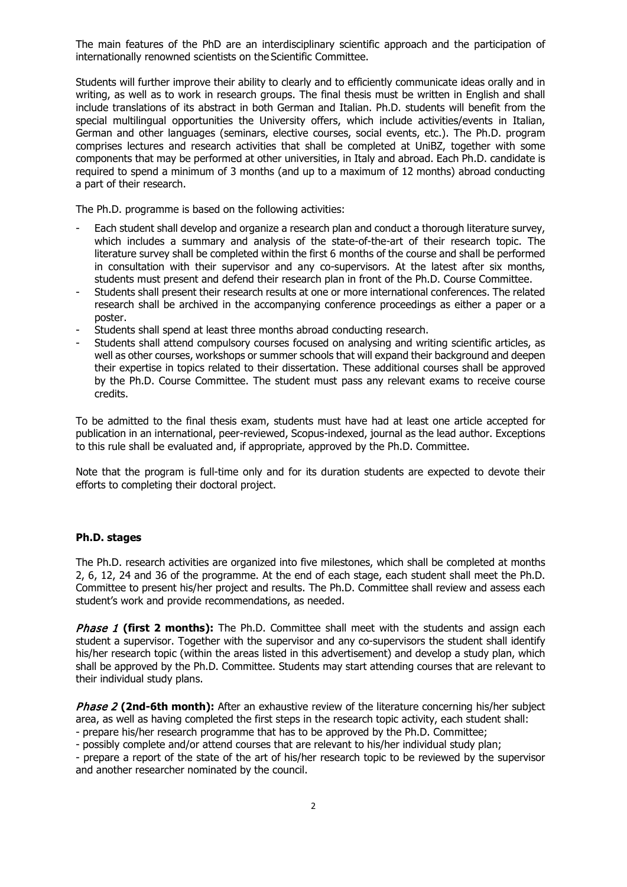The main features of the PhD are an interdisciplinary scientific approach and the participation of internationally renowned scientists on the Scientific Committee.

Students will further improve their ability to clearly and to efficiently communicate ideas orally and in writing, as well as to work in research groups. The final thesis must be written in English and shall include translations of its abstract in both German and Italian. Ph.D. students will benefit from the special multilingual opportunities the University offers, which include activities/events in Italian, German and other languages (seminars, elective courses, social events, etc.). The Ph.D. program comprises lectures and research activities that shall be completed at UniBZ, together with some components that may be performed at other universities, in Italy and abroad. Each Ph.D. candidate is required to spend a minimum of 3 months (and up to a maximum of 12 months) abroad conducting a part of their research.

The Ph.D. programme is based on the following activities:

- Each student shall develop and organize a research plan and conduct a thorough literature survey, which includes a summary and analysis of the state-of-the-art of their research topic. The literature survey shall be completed within the first 6 months of the course and shall be performed in consultation with their supervisor and any co-supervisors. At the latest after six months, students must present and defend their research plan in front of the Ph.D. Course Committee.
- Students shall present their research results at one or more international conferences. The related research shall be archived in the accompanying conference proceedings as either a paper or a poster.
- Students shall spend at least three months abroad conducting research.
- Students shall attend compulsory courses focused on analysing and writing scientific articles, as well as other courses, workshops or summer schools that will expand their background and deepen their expertise in topics related to their dissertation. These additional courses shall be approved by the Ph.D. Course Committee. The student must pass any relevant exams to receive course credits.

To be admitted to the final thesis exam, students must have had at least one article accepted for publication in an international, peer-reviewed, Scopus-indexed, journal as the lead author. Exceptions to this rule shall be evaluated and, if appropriate, approved by the Ph.D. Committee.

Note that the program is full-time only and for its duration students are expected to devote their efforts to completing their doctoral project.

**Ph.D. stages**

The Ph.D. research activities are organized into five milestones, which shall be completed at months 2, 6, 12, 24 and 36 of the programme. At the end of each stage, each student shall meet the Ph.D. Committee to present his/her project and results. The Ph.D. Committee shall review and assess each student's work and provide recommendations, as needed.

***Phase 1* (first 2 months):** The Ph.D. Committee shall meet with the students and assign each student a supervisor. Together with the supervisor and any co-supervisors the student shall identify his/her research topic (within the areas listed in this advertisement) and develop a study plan, which shall be approved by the Ph.D. Committee. Students may start attending courses that are relevant to their individual study plans.

***Phase 2* (2nd-6th month):** After an exhaustive review of the literature concerning his/her subject area, as well as having completed the first steps in the research topic activity, each student shall:
- prepare his/her research programme that has to be approved by the Ph.D. Committee;
- possibly complete and/or attend courses that are relevant to his/her individual study plan;
- prepare a report of the state of the art of his/her research topic to be reviewed by the supervisor and another researcher nominated by the council.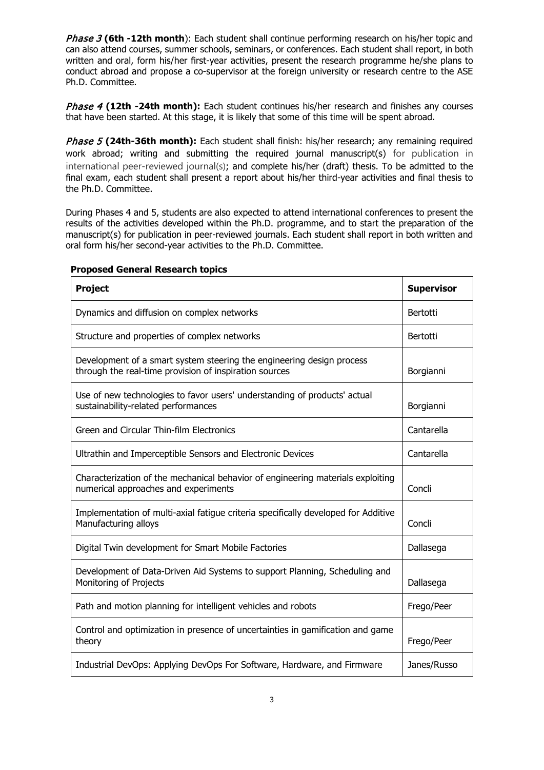*Phase 3* **(6th -12th month**): Each student shall continue performing research on his/her topic and can also attend courses, summer schools, seminars, or conferences. Each student shall report, in both written and oral, form his/her first-year activities, present the research programme he/she plans to conduct abroad and propose a co-supervisor at the foreign university or research centre to the ASE Ph.D. Committee.

*Phase 4* **(12th -24th month):** Each student continues his/her research and finishes any courses that have been started. At this stage, it is likely that some of this time will be spent abroad.

*Phase 5* **(24th-36th month):** Each student shall finish: his/her research; any remaining required work abroad; writing and submitting the required journal manuscript(s) for publication in international peer-reviewed journal(s); and complete his/her (draft) thesis. To be admitted to the final exam, each student shall present a report about his/her third-year activities and final thesis to the Ph.D. Committee.

During Phases 4 and 5, students are also expected to attend international conferences to present the results of the activities developed within the Ph.D. programme, and to start the preparation of the manuscript(s) for publication in peer-reviewed journals. Each student shall report in both written and oral form his/her second-year activities to the Ph.D. Committee.

**Proposed General Research topics**

| **Project** | **Supervisor** |
|---|---|
| Dynamics and diffusion on complex networks | Bertotti |
| Structure and properties of complex networks | Bertotti |
| Development of a smart system steering the engineering design process through the real-time provision of inspiration sources | Borgianni |
| Use of new technologies to favor users' understanding of products' actual sustainability-related performances | Borgianni |
| Green and Circular Thin-film Electronics | Cantarella |
| Ultrathin and Imperceptible Sensors and Electronic Devices | Cantarella |
| Characterization of the mechanical behavior of engineering materials exploiting numerical approaches and experiments | Concli |
| Implementation of multi-axial fatigue criteria specifically developed for Additive Manufacturing alloys | Concli |
| Digital Twin development for Smart Mobile Factories | Dallasega |
| Development of Data-Driven Aid Systems to support Planning, Scheduling and Monitoring of Projects | Dallasega |
| Path and motion planning for intelligent vehicles and robots | Frego/Peer |
| Control and optimization in presence of uncertainties in gamification and game theory | Frego/Peer |
| Industrial DevOps: Applying DevOps For Software, Hardware, and Firmware | Janes/Russo |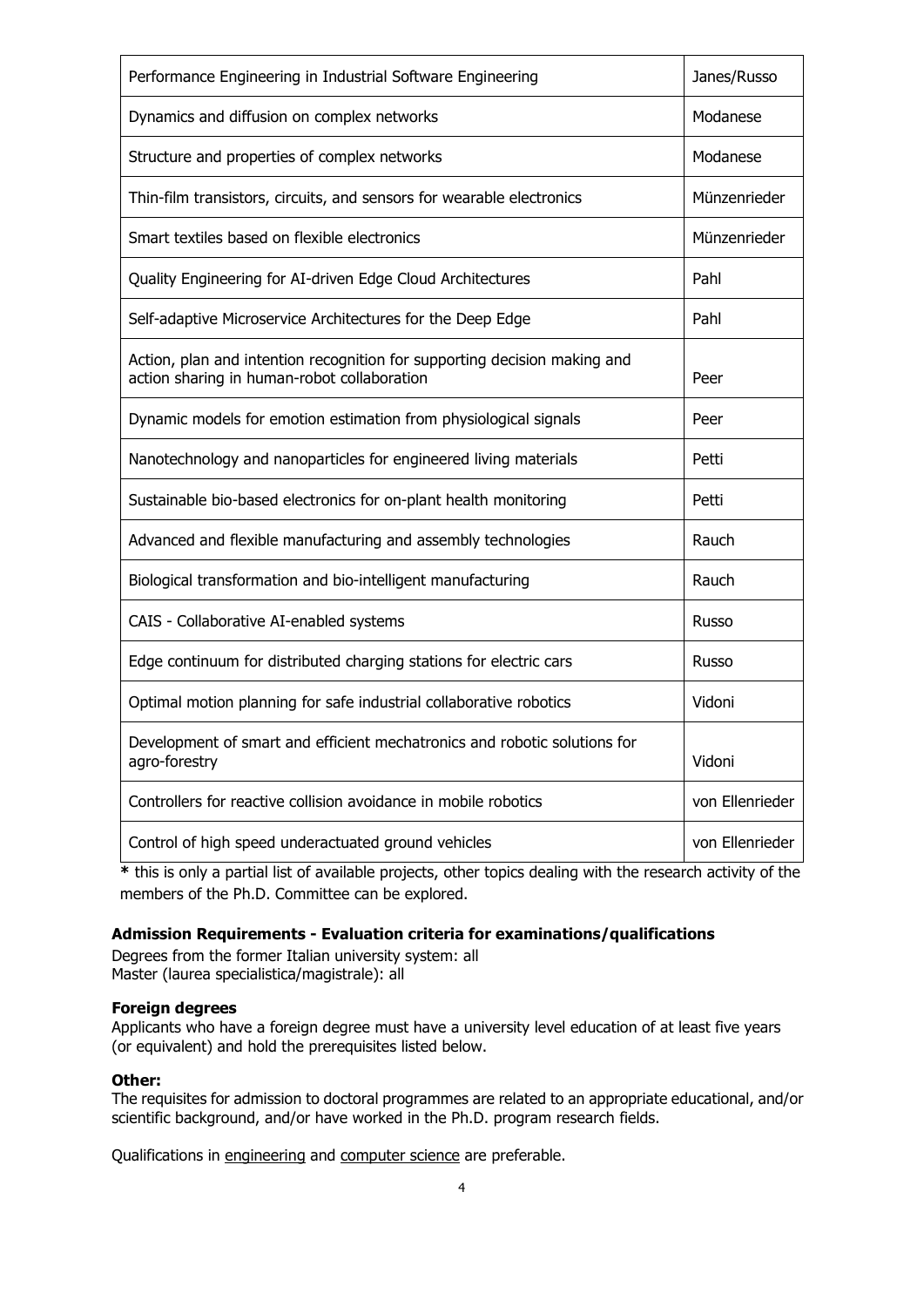| | |
|---|---|
| Performance Engineering in Industrial Software Engineering | Janes/Russo |
| Dynamics and diffusion on complex networks | Modanese |
| Structure and properties of complex networks | Modanese |
| Thin-film transistors, circuits, and sensors for wearable electronics | Münzenrieder |
| Smart textiles based on flexible electronics | Münzenrieder |
| Quality Engineering for AI-driven Edge Cloud Architectures | Pahl |
| Self-adaptive Microservice Architectures for the Deep Edge | Pahl |
| Action, plan and intention recognition for supporting decision making and action sharing in human-robot collaboration | Peer |
| Dynamic models for emotion estimation from physiological signals | Peer |
| Nanotechnology and nanoparticles for engineered living materials | Petti |
| Sustainable bio-based electronics for on-plant health monitoring | Petti |
| Advanced and flexible manufacturing and assembly technologies | Rauch |
| Biological transformation and bio-intelligent manufacturing | Rauch |
| CAIS - Collaborative AI-enabled systems | Russo |
| Edge continuum for distributed charging stations for electric cars | Russo |
| Optimal motion planning for safe industrial collaborative robotics | Vidoni |
| Development of smart and efficient mechatronics and robotic solutions for agro-forestry | Vidoni |
| Controllers for reactive collision avoidance in mobile robotics | von Ellenrieder |
| Control of high speed underactuated ground vehicles | von Ellenrieder |

**\*** this is only a partial list of available projects, other topics dealing with the research activity of the members of the Ph.D. Committee can be explored.

**Admission Requirements - Evaluation criteria for examinations/qualifications**

Degrees from the former Italian university system: all
Master (laurea specialistica/magistrale): all

**Foreign degrees**

Applicants who have a foreign degree must have a university level education of at least five years (or equivalent) and hold the prerequisites listed below.

**Other:**

The requisites for admission to doctoral programmes are related to an appropriate educational, and/or scientific background, and/or have worked in the Ph.D. program research fields.

Qualifications in engineering and computer science are preferable.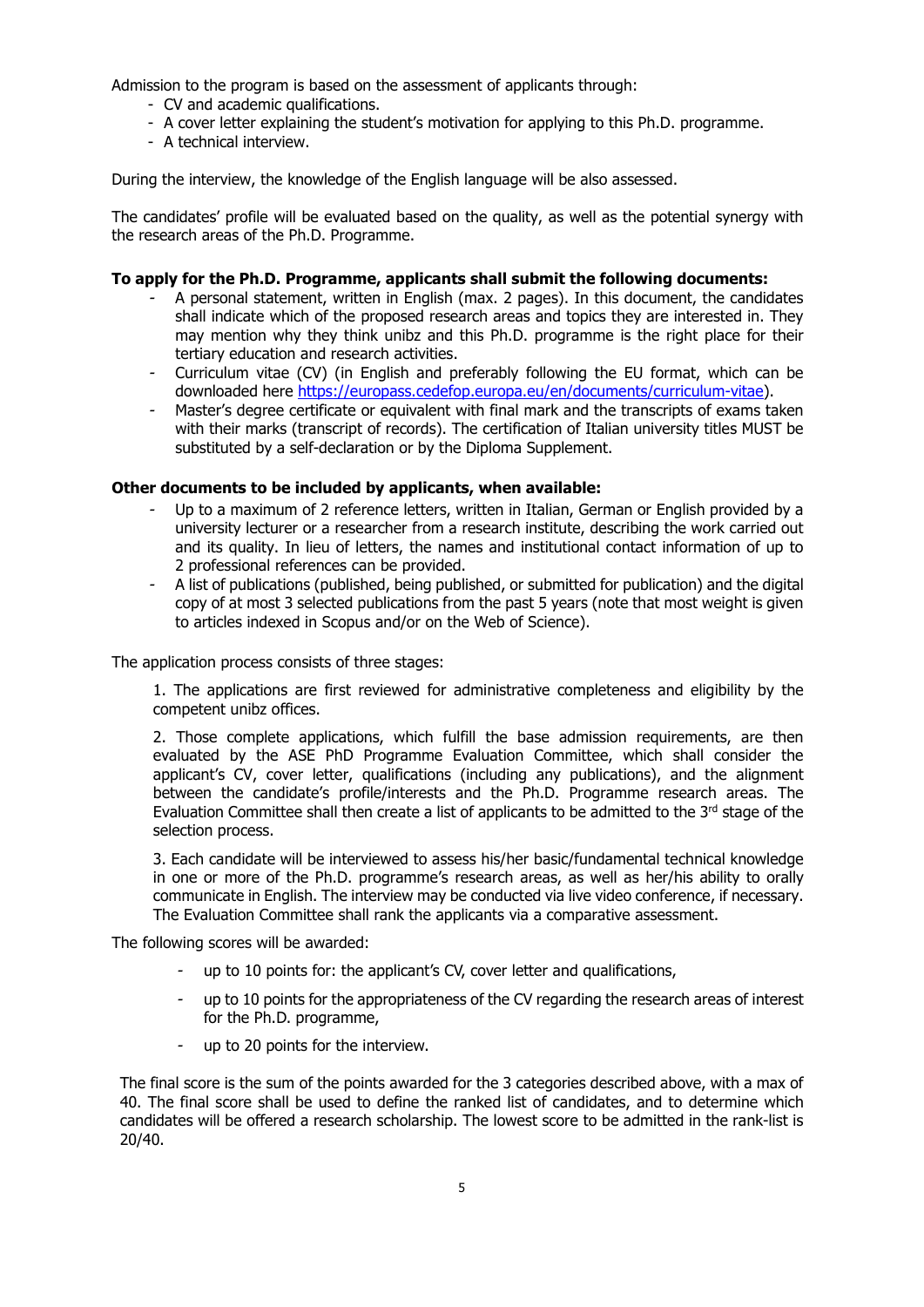Admission to the program is based on the assessment of applicants through:

- CV and academic qualifications.
- A cover letter explaining the student's motivation for applying to this Ph.D. programme.
- A technical interview.

During the interview, the knowledge of the English language will be also assessed.

The candidates' profile will be evaluated based on the quality, as well as the potential synergy with the research areas of the Ph.D. Programme.

**To apply for the Ph.D. Programme, applicants shall submit the following documents:**

- A personal statement, written in English (max. 2 pages). In this document, the candidates shall indicate which of the proposed research areas and topics they are interested in. They may mention why they think unibz and this Ph.D. programme is the right place for their tertiary education and research activities.
- Curriculum vitae (CV) (in English and preferably following the EU format, which can be downloaded here https://europass.cedefop.europa.eu/en/documents/curriculum-vitae).
- Master's degree certificate or equivalent with final mark and the transcripts of exams taken with their marks (transcript of records). The certification of Italian university titles MUST be substituted by a self-declaration or by the Diploma Supplement.

**Other documents to be included by applicants, when available:**

- Up to a maximum of 2 reference letters, written in Italian, German or English provided by a university lecturer or a researcher from a research institute, describing the work carried out and its quality. In lieu of letters, the names and institutional contact information of up to 2 professional references can be provided.
- A list of publications (published, being published, or submitted for publication) and the digital copy of at most 3 selected publications from the past 5 years (note that most weight is given to articles indexed in Scopus and/or on the Web of Science).

The application process consists of three stages:

1. The applications are first reviewed for administrative completeness and eligibility by the competent unibz offices.

2. Those complete applications, which fulfill the base admission requirements, are then evaluated by the ASE PhD Programme Evaluation Committee, which shall consider the applicant's CV, cover letter, qualifications (including any publications), and the alignment between the candidate's profile/interests and the Ph.D. Programme research areas. The Evaluation Committee shall then create a list of applicants to be admitted to the 3rd stage of the selection process.

3. Each candidate will be interviewed to assess his/her basic/fundamental technical knowledge in one or more of the Ph.D. programme's research areas, as well as her/his ability to orally communicate in English. The interview may be conducted via live video conference, if necessary. The Evaluation Committee shall rank the applicants via a comparative assessment.

The following scores will be awarded:

- up to 10 points for: the applicant's CV, cover letter and qualifications,
- up to 10 points for the appropriateness of the CV regarding the research areas of interest for the Ph.D. programme,
- up to 20 points for the interview.

The final score is the sum of the points awarded for the 3 categories described above, with a max of 40. The final score shall be used to define the ranked list of candidates, and to determine which candidates will be offered a research scholarship. The lowest score to be admitted in the rank-list is 20/40.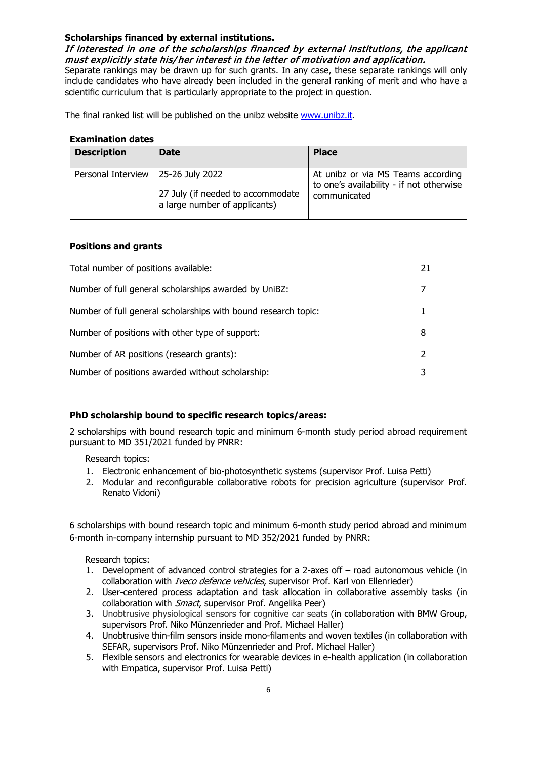**Scholarships financed by external institutions.**

*If interested in one of the scholarships financed by external institutions, the applicant must explicitly state his/her interest in the letter of motivation and application.*

Separate rankings may be drawn up for such grants. In any case, these separate rankings will only include candidates who have already been included in the general ranking of merit and who have a scientific curriculum that is particularly appropriate to the project in question.

The final ranked list will be published on the unibz website www.unibz.it.

**Examination dates**

| Description | Date | Place |
| --- | --- | --- |
| Personal Interview | 25-26 July 2022<br><br>27 July (if needed to accommodate a large number of applicants) | At unibz or via MS Teams according to one's availability - if not otherwise communicated |

**Positions and grants**

| | |
| --- | --- |
| Total number of positions available: | 21 |
| Number of full general scholarships awarded by UniBZ: | 7 |
| Number of full general scholarships with bound research topic: | 1 |
| Number of positions with other type of support: | 8 |
| Number of AR positions (research grants): | 2 |
| Number of positions awarded without scholarship: | 3 |

**PhD scholarship bound to specific research topics/areas:**

2 scholarships with bound research topic and minimum 6-month study period abroad requirement pursuant to MD 351/2021 funded by PNRR:

Research topics:

1. Electronic enhancement of bio-photosynthetic systems (supervisor Prof. Luisa Petti)
2. Modular and reconfigurable collaborative robots for precision agriculture (supervisor Prof. Renato Vidoni)

6 scholarships with bound research topic and minimum 6-month study period abroad and minimum 6-month in-company internship pursuant to MD 352/2021 funded by PNRR:

Research topics:

1. Development of advanced control strategies for a 2-axes off – road autonomous vehicle (in collaboration with *Iveco defence vehicles*, supervisor Prof. Karl von Ellenrieder)
2. User-centered process adaptation and task allocation in collaborative assembly tasks (in collaboration with *Smact*, supervisor Prof. Angelika Peer)
3. Unobtrusive physiological sensors for cognitive car seats (in collaboration with BMW Group, supervisors Prof. Niko Münzenrieder and Prof. Michael Haller)
4. Unobtrusive thin-film sensors inside mono-filaments and woven textiles (in collaboration with SEFAR, supervisors Prof. Niko Münzenrieder and Prof. Michael Haller)
5. Flexible sensors and electronics for wearable devices in e-health application (in collaboration with Empatica, supervisor Prof. Luisa Petti)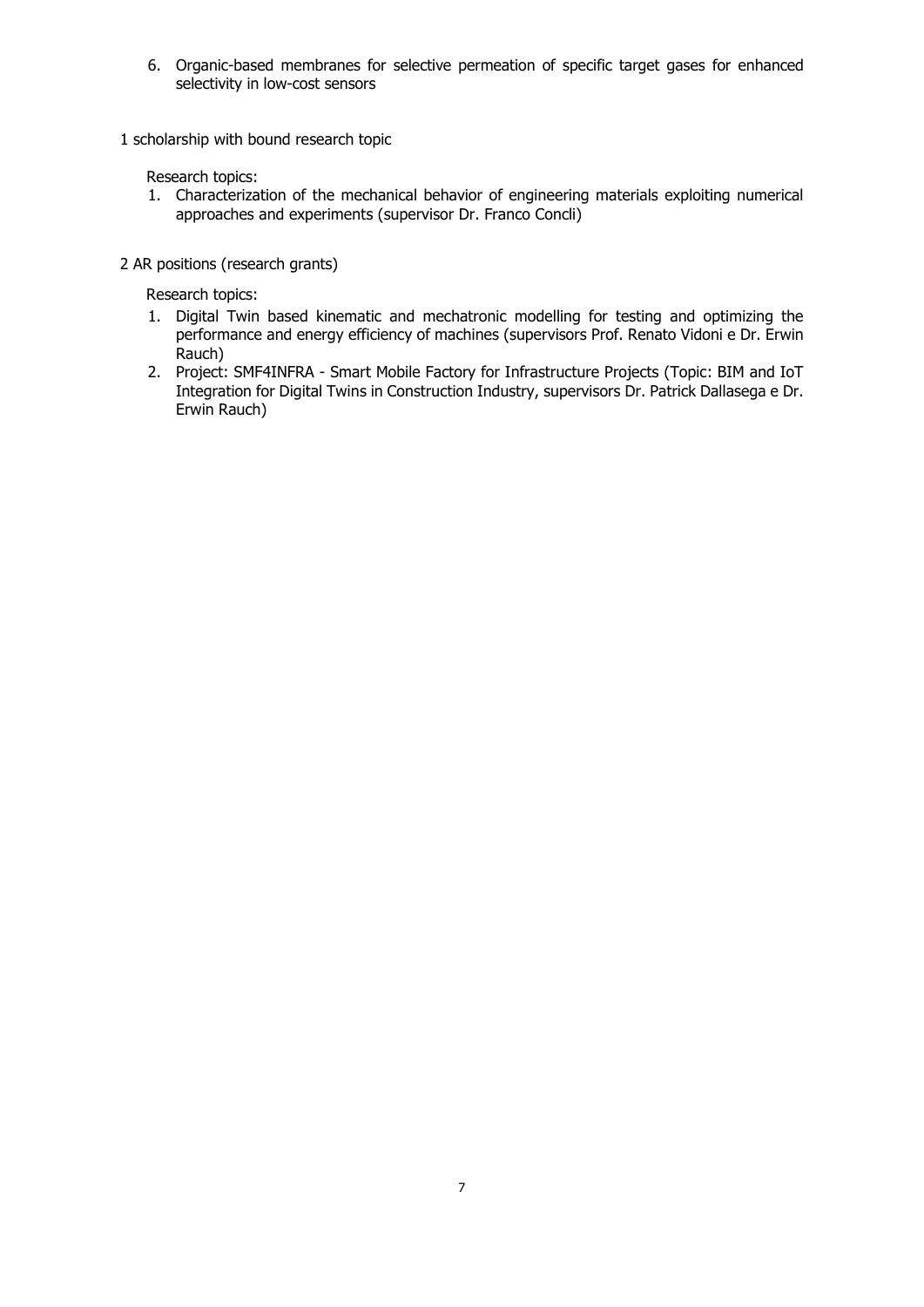6. Organic-based membranes for selective permeation of specific target gases for enhanced selectivity in low-cost sensors

1 scholarship with bound research topic

Research topics:

1. Characterization of the mechanical behavior of engineering materials exploiting numerical approaches and experiments (supervisor Dr. Franco Concli)

2 AR positions (research grants)

Research topics:

1. Digital Twin based kinematic and mechatronic modelling for testing and optimizing the performance and energy efficiency of machines (supervisors Prof. Renato Vidoni e Dr. Erwin Rauch)
2. Project: SMF4INFRA - Smart Mobile Factory for Infrastructure Projects (Topic: BIM and IoT Integration for Digital Twins in Construction Industry, supervisors Dr. Patrick Dallasega e Dr. Erwin Rauch)